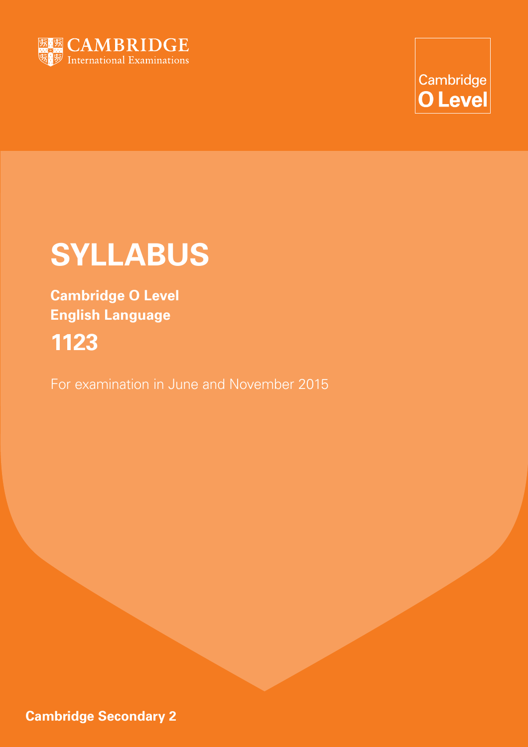CAMBRIDGE
International Examinations

Cambridge
**O Level**

# SYLLABUS

**Cambridge O Level**
**English Language**

## 1123

For examination in June and November 2015

**Cambridge Secondary 2**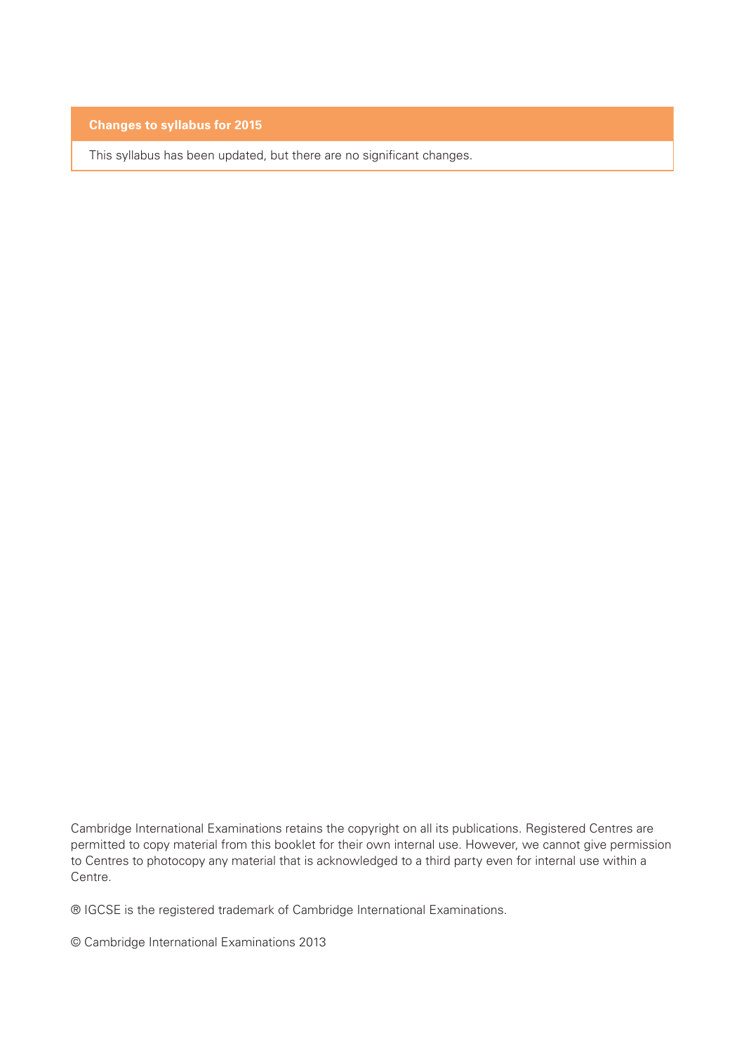**Changes to syllabus for 2015**

This syllabus has been updated, but there are no significant changes.

Cambridge International Examinations retains the copyright on all its publications. Registered Centres are permitted to copy material from this booklet for their own internal use. However, we cannot give permission to Centres to photocopy any material that is acknowledged to a third party even for internal use within a Centre.

® IGCSE is the registered trademark of Cambridge International Examinations.

© Cambridge International Examinations 2013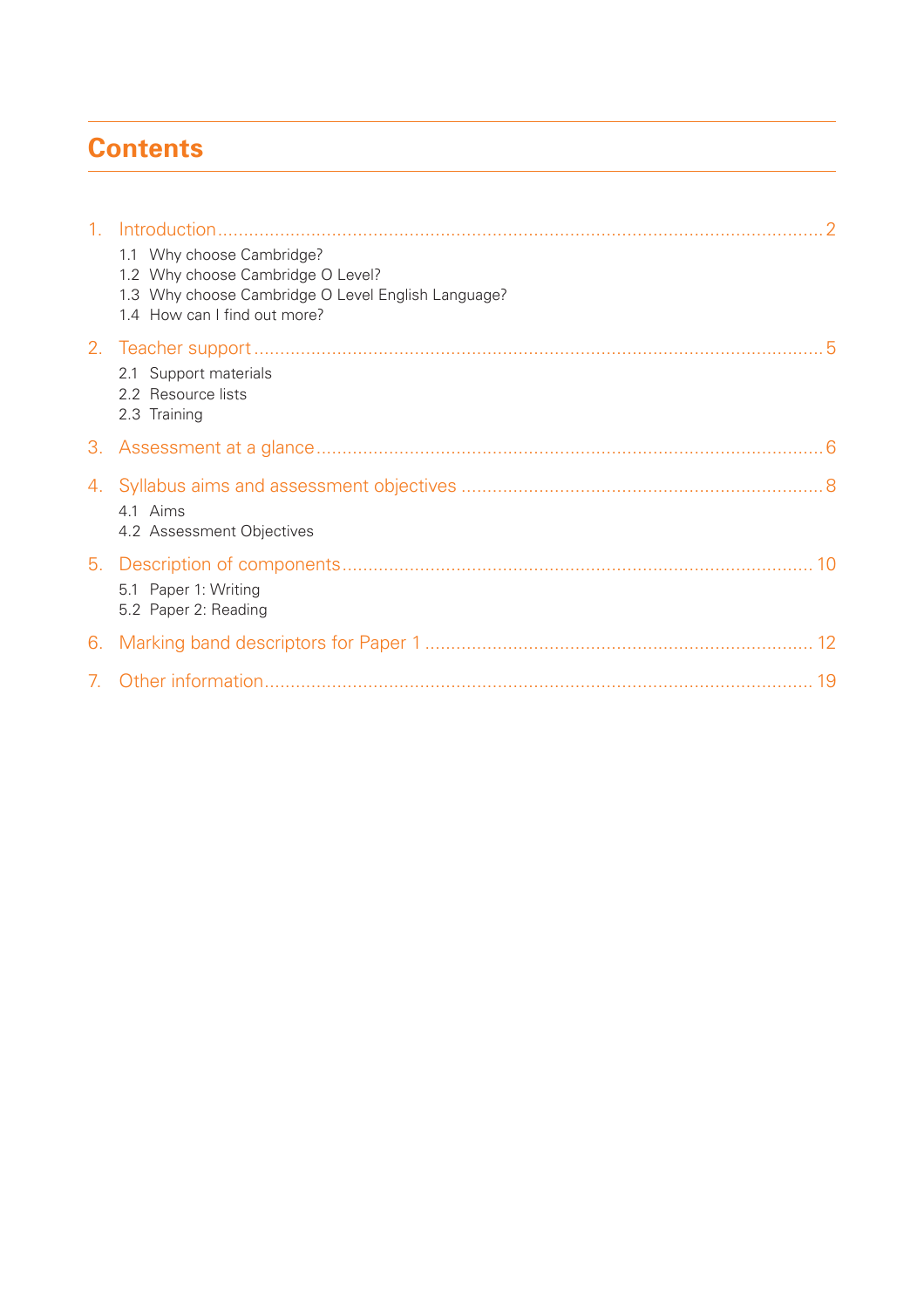## Contents

1. Introduction ... 2
   - 1.1 Why choose Cambridge?
   - 1.2 Why choose Cambridge O Level?
   - 1.3 Why choose Cambridge O Level English Language?
   - 1.4 How can I find out more?
2. Teacher support ... 5
   - 2.1 Support materials
   - 2.2 Resource lists
   - 2.3 Training
3. Assessment at a glance ... 6
4. Syllabus aims and assessment objectives ... 8
   - 4.1 Aims
   - 4.2 Assessment Objectives
5. Description of components ... 10
   - 5.1 Paper 1: Writing
   - 5.2 Paper 2: Reading
6. Marking band descriptors for Paper 1 ... 12
7. Other information ... 19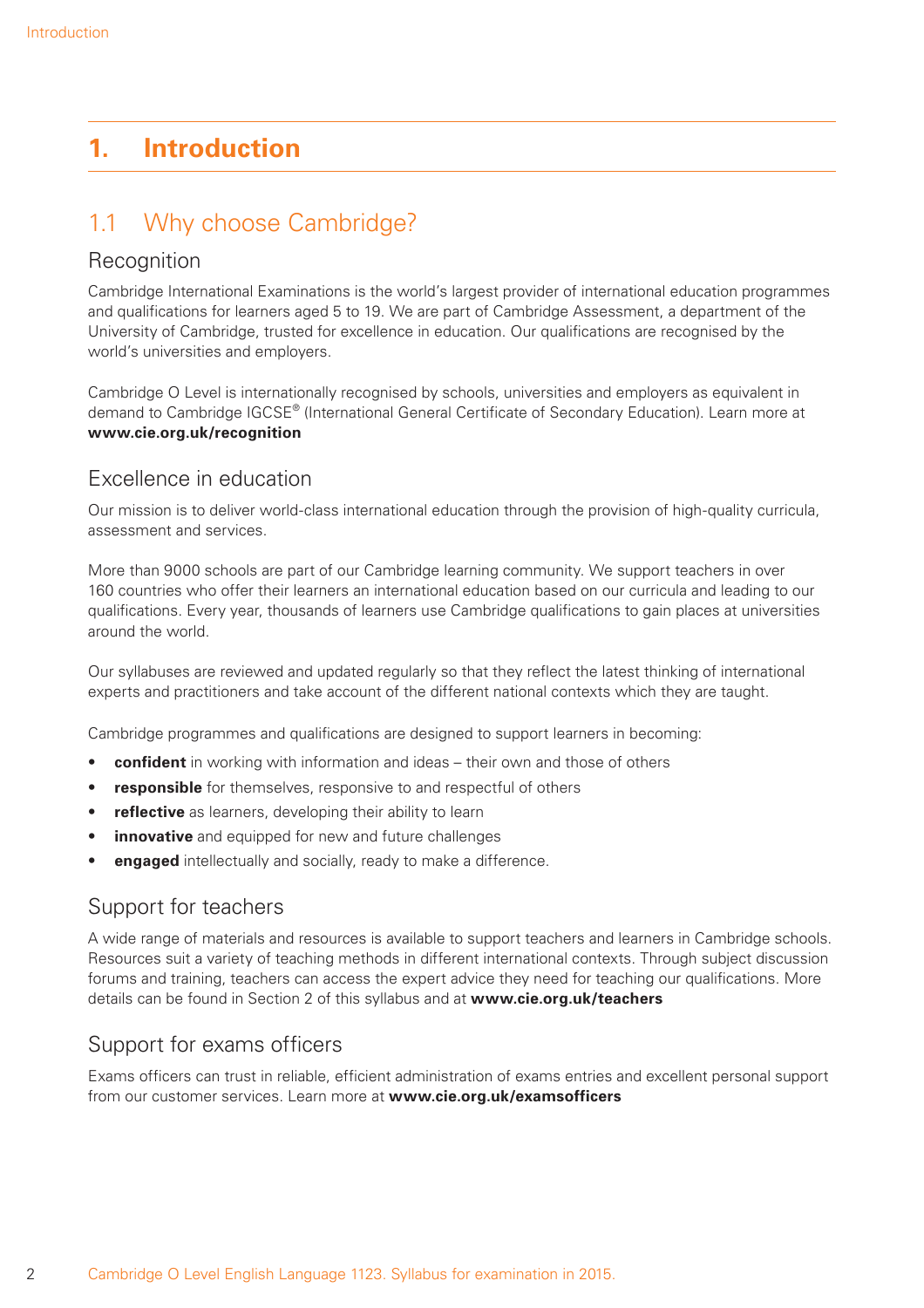# 1. Introduction

## 1.1 Why choose Cambridge?

### Recognition

Cambridge International Examinations is the world's largest provider of international education programmes and qualifications for learners aged 5 to 19. We are part of Cambridge Assessment, a department of the University of Cambridge, trusted for excellence in education. Our qualifications are recognised by the world's universities and employers.

Cambridge O Level is internationally recognised by schools, universities and employers as equivalent in demand to Cambridge IGCSE® (International General Certificate of Secondary Education). Learn more at **www.cie.org.uk/recognition**

### Excellence in education

Our mission is to deliver world-class international education through the provision of high-quality curricula, assessment and services.

More than 9000 schools are part of our Cambridge learning community. We support teachers in over 160 countries who offer their learners an international education based on our curricula and leading to our qualifications. Every year, thousands of learners use Cambridge qualifications to gain places at universities around the world.

Our syllabuses are reviewed and updated regularly so that they reflect the latest thinking of international experts and practitioners and take account of the different national contexts which they are taught.

Cambridge programmes and qualifications are designed to support learners in becoming:

- **confident** in working with information and ideas – their own and those of others
- **responsible** for themselves, responsive to and respectful of others
- **reflective** as learners, developing their ability to learn
- **innovative** and equipped for new and future challenges
- **engaged** intellectually and socially, ready to make a difference.

### Support for teachers

A wide range of materials and resources is available to support teachers and learners in Cambridge schools. Resources suit a variety of teaching methods in different international contexts. Through subject discussion forums and training, teachers can access the expert advice they need for teaching our qualifications. More details can be found in Section 2 of this syllabus and at **www.cie.org.uk/teachers**

### Support for exams officers

Exams officers can trust in reliable, efficient administration of exams entries and excellent personal support from our customer services. Learn more at **www.cie.org.uk/examsofficers**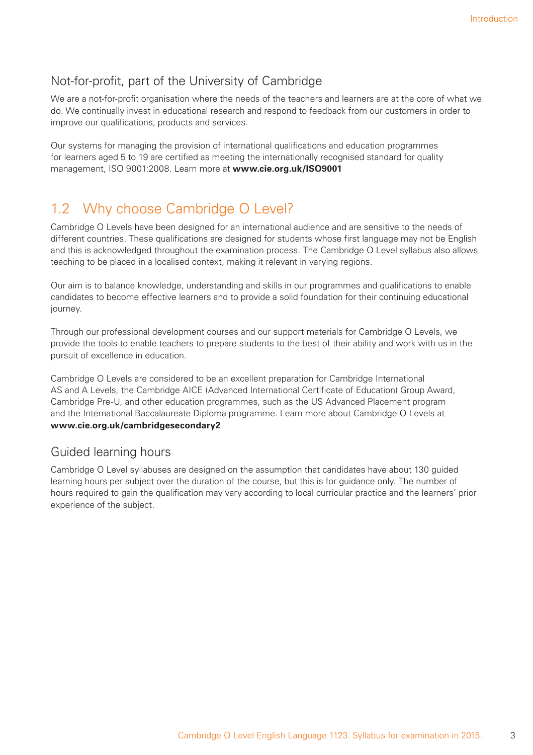### Not-for-profit, part of the University of Cambridge

We are a not-for-profit organisation where the needs of the teachers and learners are at the core of what we do. We continually invest in educational research and respond to feedback from our customers in order to improve our qualifications, products and services.

Our systems for managing the provision of international qualifications and education programmes for learners aged 5 to 19 are certified as meeting the internationally recognised standard for quality management, ISO 9001:2008. Learn more at **www.cie.org.uk/ISO9001**

## 1.2 Why choose Cambridge O Level?

Cambridge O Levels have been designed for an international audience and are sensitive to the needs of different countries. These qualifications are designed for students whose first language may not be English and this is acknowledged throughout the examination process. The Cambridge O Level syllabus also allows teaching to be placed in a localised context, making it relevant in varying regions.

Our aim is to balance knowledge, understanding and skills in our programmes and qualifications to enable candidates to become effective learners and to provide a solid foundation for their continuing educational journey.

Through our professional development courses and our support materials for Cambridge O Levels, we provide the tools to enable teachers to prepare students to the best of their ability and work with us in the pursuit of excellence in education.

Cambridge O Levels are considered to be an excellent preparation for Cambridge International AS and A Levels, the Cambridge AICE (Advanced International Certificate of Education) Group Award, Cambridge Pre-U, and other education programmes, such as the US Advanced Placement program and the International Baccalaureate Diploma programme. Learn more about Cambridge O Levels at **www.cie.org.uk/cambridgesecondary2**

### Guided learning hours

Cambridge O Level syllabuses are designed on the assumption that candidates have about 130 guided learning hours per subject over the duration of the course, but this is for guidance only. The number of hours required to gain the qualification may vary according to local curricular practice and the learners' prior experience of the subject.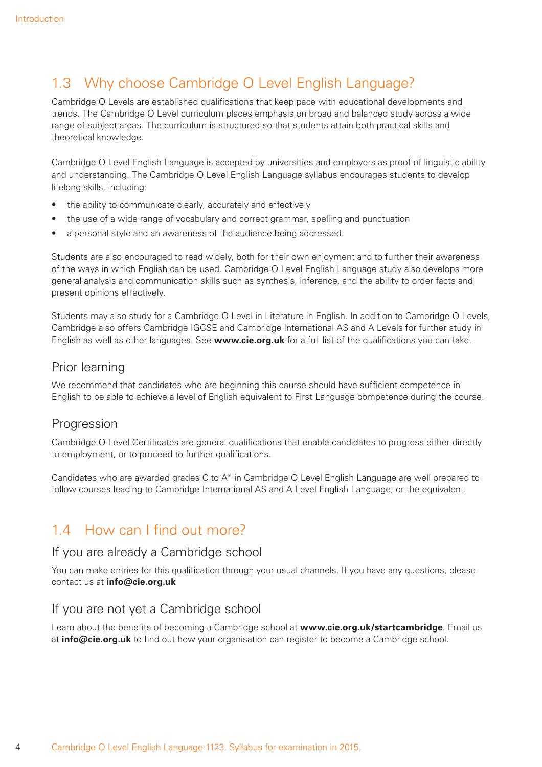## 1.3 Why choose Cambridge O Level English Language?

Cambridge O Levels are established qualifications that keep pace with educational developments and trends. The Cambridge O Level curriculum places emphasis on broad and balanced study across a wide range of subject areas. The curriculum is structured so that students attain both practical skills and theoretical knowledge.

Cambridge O Level English Language is accepted by universities and employers as proof of linguistic ability and understanding. The Cambridge O Level English Language syllabus encourages students to develop lifelong skills, including:

- the ability to communicate clearly, accurately and effectively
- the use of a wide range of vocabulary and correct grammar, spelling and punctuation
- a personal style and an awareness of the audience being addressed.

Students are also encouraged to read widely, both for their own enjoyment and to further their awareness of the ways in which English can be used. Cambridge O Level English Language study also develops more general analysis and communication skills such as synthesis, inference, and the ability to order facts and present opinions effectively.

Students may also study for a Cambridge O Level in Literature in English. In addition to Cambridge O Levels, Cambridge also offers Cambridge IGCSE and Cambridge International AS and A Levels for further study in English as well as other languages. See **www.cie.org.uk** for a full list of the qualifications you can take.

### Prior learning

We recommend that candidates who are beginning this course should have sufficient competence in English to be able to achieve a level of English equivalent to First Language competence during the course.

### Progression

Cambridge O Level Certificates are general qualifications that enable candidates to progress either directly to employment, or to proceed to further qualifications.

Candidates who are awarded grades C to A* in Cambridge O Level English Language are well prepared to follow courses leading to Cambridge International AS and A Level English Language, or the equivalent.

## 1.4 How can I find out more?

### If you are already a Cambridge school

You can make entries for this qualification through your usual channels. If you have any questions, please contact us at **info@cie.org.uk**

### If you are not yet a Cambridge school

Learn about the benefits of becoming a Cambridge school at **www.cie.org.uk/startcambridge**. Email us at **info@cie.org.uk** to find out how your organisation can register to become a Cambridge school.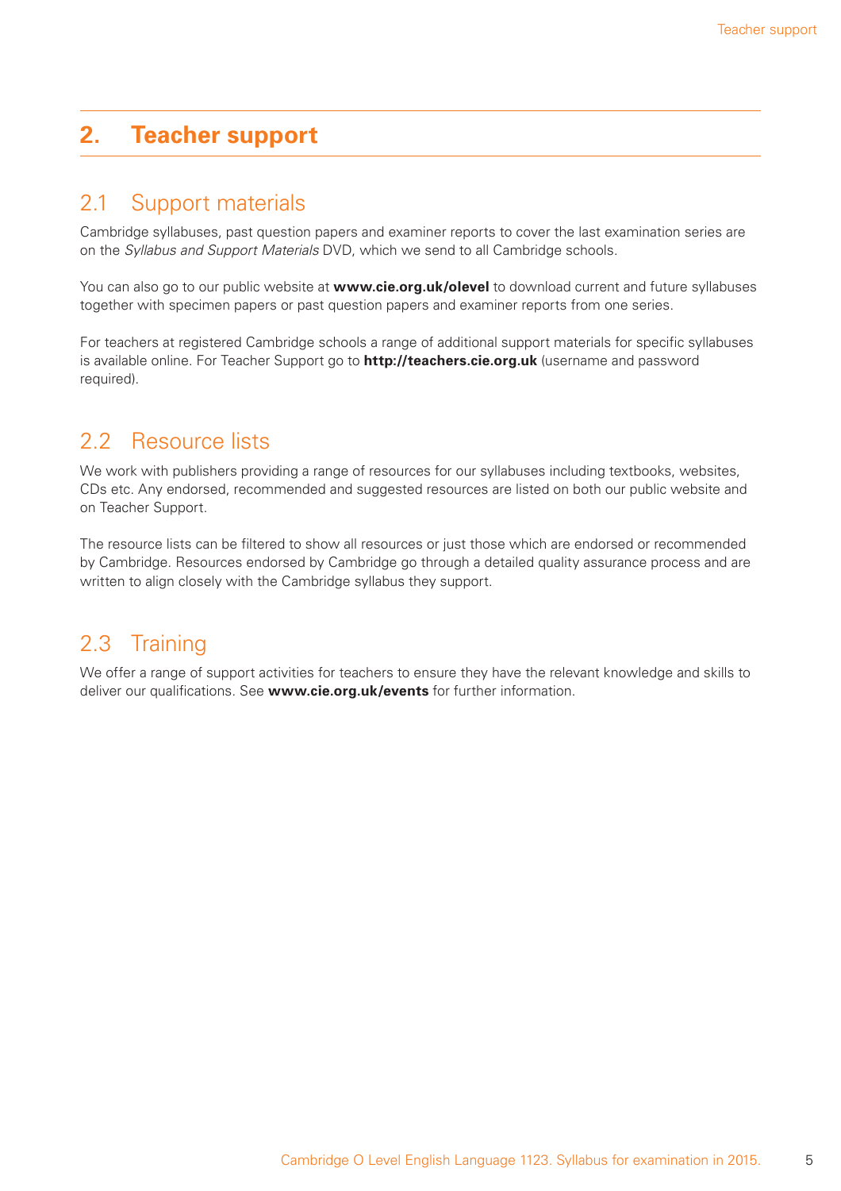## 2. Teacher support

### 2.1 Support materials

Cambridge syllabuses, past question papers and examiner reports to cover the last examination series are on the *Syllabus and Support Materials* DVD, which we send to all Cambridge schools.

You can also go to our public website at **www.cie.org.uk/olevel** to download current and future syllabuses together with specimen papers or past question papers and examiner reports from one series.

For teachers at registered Cambridge schools a range of additional support materials for specific syllabuses is available online. For Teacher Support go to **http://teachers.cie.org.uk** (username and password required).

### 2.2 Resource lists

We work with publishers providing a range of resources for our syllabuses including textbooks, websites, CDs etc. Any endorsed, recommended and suggested resources are listed on both our public website and on Teacher Support.

The resource lists can be filtered to show all resources or just those which are endorsed or recommended by Cambridge. Resources endorsed by Cambridge go through a detailed quality assurance process and are written to align closely with the Cambridge syllabus they support.

### 2.3 Training

We offer a range of support activities for teachers to ensure they have the relevant knowledge and skills to deliver our qualifications. See **www.cie.org.uk/events** for further information.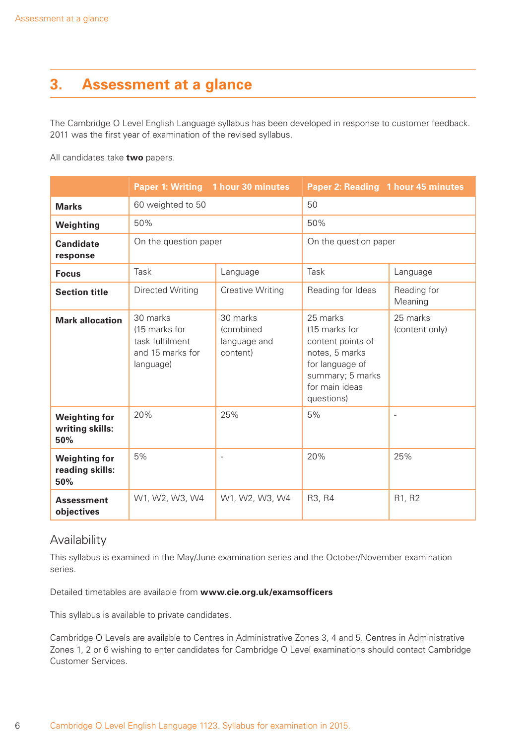# 3. Assessment at a glance

The Cambridge O Level English Language syllabus has been developed in response to customer feedback. 2011 was the first year of examination of the revised syllabus.

All candidates take **two** papers.

| | Paper 1: Writing 1 hour 30 minutes | | Paper 2: Reading 1 hour 45 minutes | |
|---|---|---|---|---|
| **Marks** | 60 weighted to 50 | | 50 | |
| **Weighting** | 50% | | 50% | |
| **Candidate response** | On the question paper | | On the question paper | |
| **Focus** | Task | Language | Task | Language |
| **Section title** | Directed Writing | Creative Writing | Reading for Ideas | Reading for Meaning |
| **Mark allocation** | 30 marks (15 marks for task fulfilment and 15 marks for language) | 30 marks (combined language and content) | 25 marks (15 marks for content points of notes, 5 marks for language of summary; 5 marks for main ideas questions) | 25 marks (content only) |
| **Weighting for writing skills: 50%** | 20% | 25% | 5% | - |
| **Weighting for reading skills: 50%** | 5% | - | 20% | 25% |
| **Assessment objectives** | W1, W2, W3, W4 | W1, W2, W3, W4 | R3, R4 | R1, R2 |

## Availability

This syllabus is examined in the May/June examination series and the October/November examination series.

Detailed timetables are available from **www.cie.org.uk/examsofficers**

This syllabus is available to private candidates.

Cambridge O Levels are available to Centres in Administrative Zones 3, 4 and 5. Centres in Administrative Zones 1, 2 or 6 wishing to enter candidates for Cambridge O Level examinations should contact Cambridge Customer Services.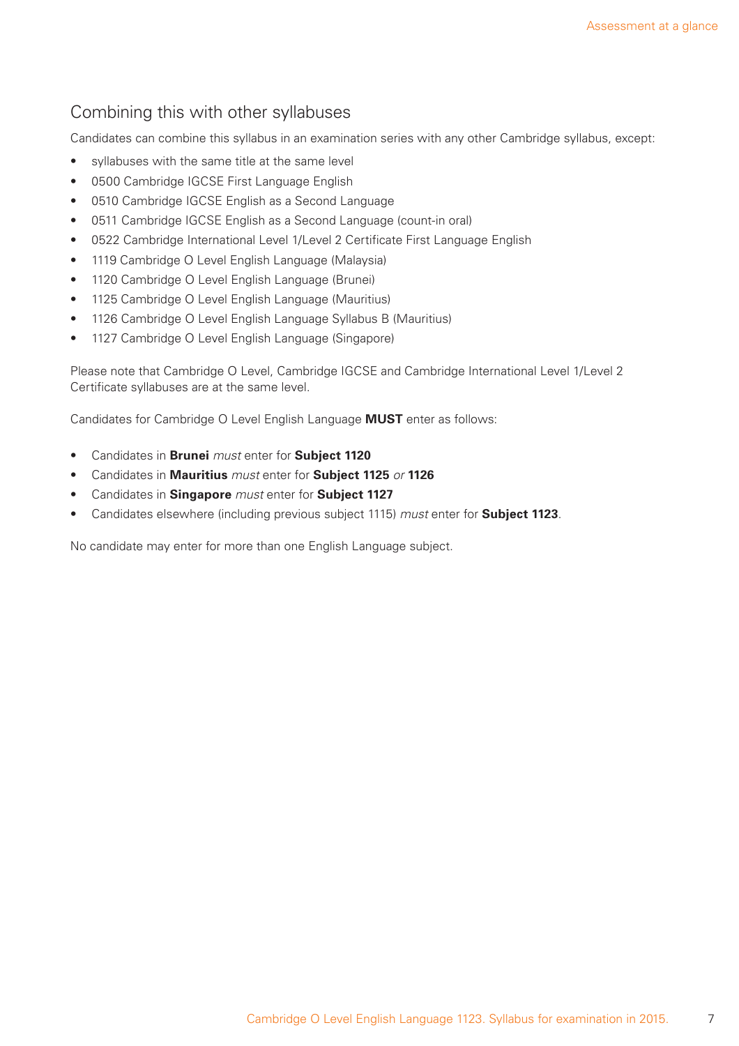## Combining this with other syllabuses

Candidates can combine this syllabus in an examination series with any other Cambridge syllabus, except:

- syllabuses with the same title at the same level
- 0500 Cambridge IGCSE First Language English
- 0510 Cambridge IGCSE English as a Second Language
- 0511 Cambridge IGCSE English as a Second Language (count-in oral)
- 0522 Cambridge International Level 1/Level 2 Certificate First Language English
- 1119 Cambridge O Level English Language (Malaysia)
- 1120 Cambridge O Level English Language (Brunei)
- 1125 Cambridge O Level English Language (Mauritius)
- 1126 Cambridge O Level English Language Syllabus B (Mauritius)
- 1127 Cambridge O Level English Language (Singapore)

Please note that Cambridge O Level, Cambridge IGCSE and Cambridge International Level 1/Level 2 Certificate syllabuses are at the same level.

Candidates for Cambridge O Level English Language **MUST** enter as follows:

- Candidates in **Brunei** *must* enter for **Subject 1120**
- Candidates in **Mauritius** *must* enter for **Subject 1125** *or* **1126**
- Candidates in **Singapore** *must* enter for **Subject 1127**
- Candidates elsewhere (including previous subject 1115) *must* enter for **Subject 1123**.

No candidate may enter for more than one English Language subject.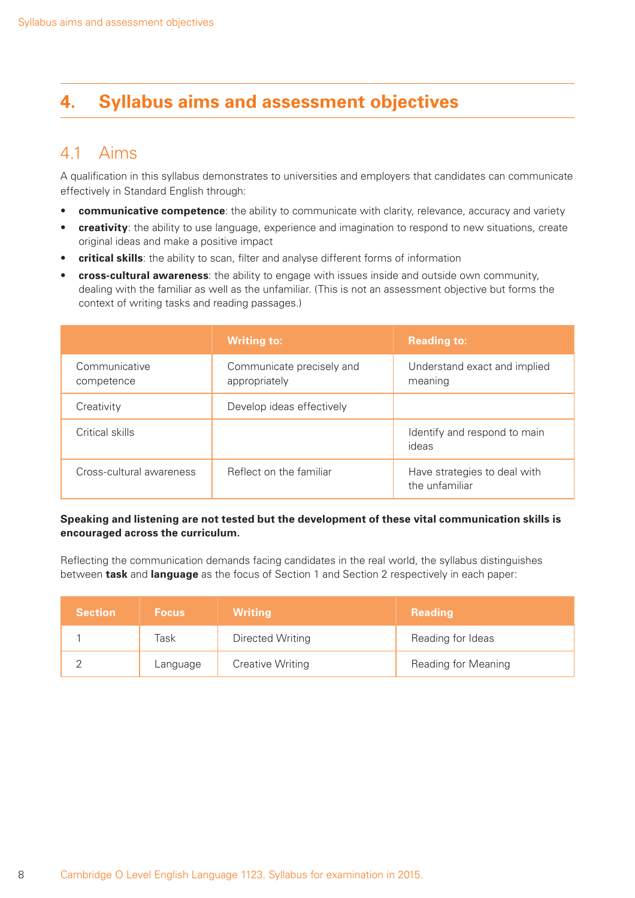# 4. Syllabus aims and assessment objectives

## 4.1 Aims

A qualification in this syllabus demonstrates to universities and employers that candidates can communicate effectively in Standard English through:

- **communicative competence**: the ability to communicate with clarity, relevance, accuracy and variety
- **creativity**: the ability to use language, experience and imagination to respond to new situations, create original ideas and make a positive impact
- **critical skills**: the ability to scan, filter and analyse different forms of information
- **cross-cultural awareness**: the ability to engage with issues inside and outside own community, dealing with the familiar as well as the unfamiliar. (This is not an assessment objective but forms the context of writing tasks and reading passages.)

| | Writing to: | Reading to: |
|---|---|---|
| Communicative competence | Communicate precisely and appropriately | Understand exact and implied meaning |
| Creativity | Develop ideas effectively | |
| Critical skills | | Identify and respond to main ideas |
| Cross-cultural awareness | Reflect on the familiar | Have strategies to deal with the unfamiliar |

**Speaking and listening are not tested but the development of these vital communication skills is encouraged across the curriculum.**

Reflecting the communication demands facing candidates in the real world, the syllabus distinguishes between **task** and **language** as the focus of Section 1 and Section 2 respectively in each paper:

| Section | Focus | Writing | Reading |
|---|---|---|---|
| 1 | Task | Directed Writing | Reading for Ideas |
| 2 | Language | Creative Writing | Reading for Meaning |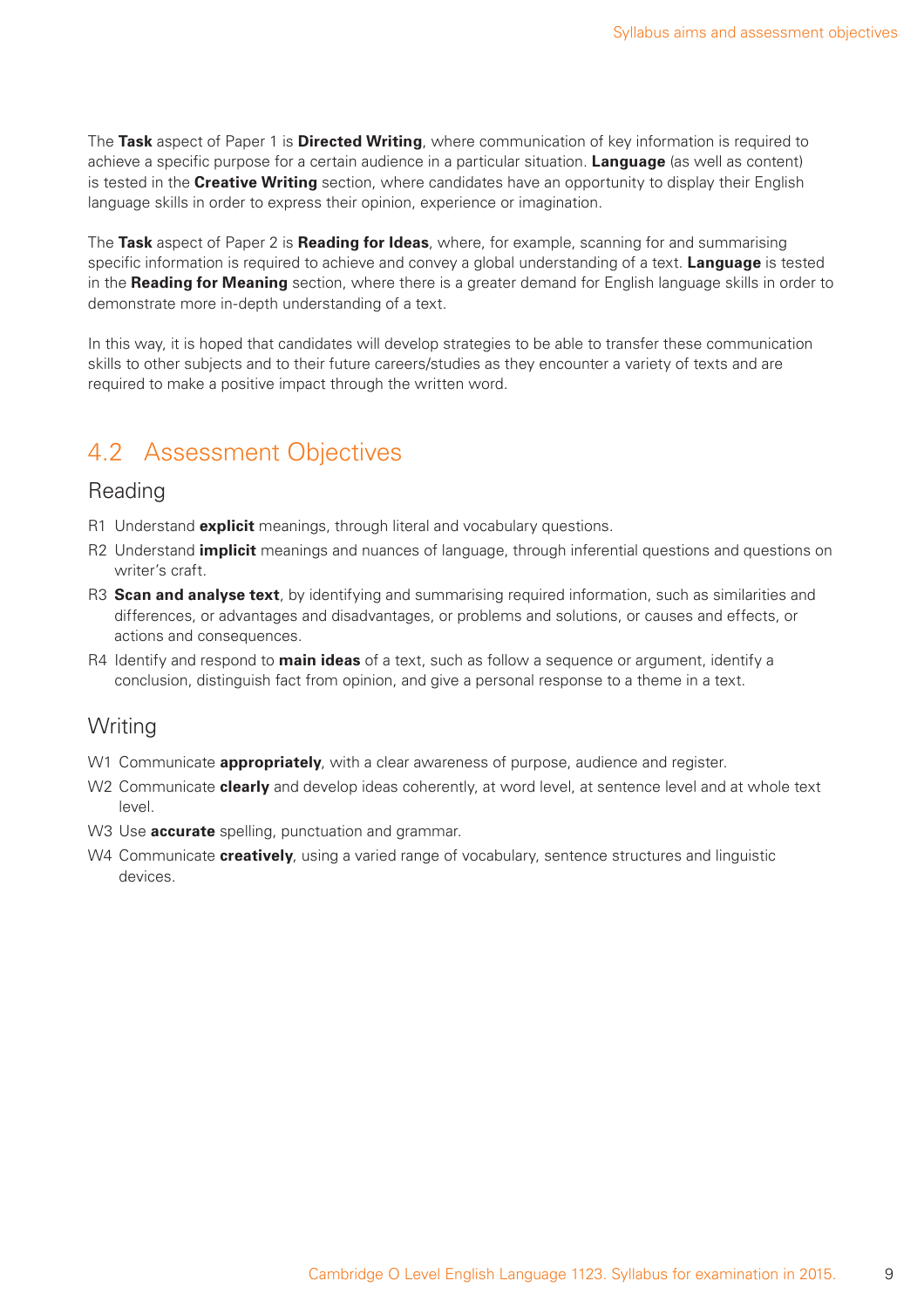The **Task** aspect of Paper 1 is **Directed Writing**, where communication of key information is required to achieve a specific purpose for a certain audience in a particular situation. **Language** (as well as content) is tested in the **Creative Writing** section, where candidates have an opportunity to display their English language skills in order to express their opinion, experience or imagination.

The **Task** aspect of Paper 2 is **Reading for Ideas**, where, for example, scanning for and summarising specific information is required to achieve and convey a global understanding of a text. **Language** is tested in the **Reading for Meaning** section, where there is a greater demand for English language skills in order to demonstrate more in-depth understanding of a text.

In this way, it is hoped that candidates will develop strategies to be able to transfer these communication skills to other subjects and to their future careers/studies as they encounter a variety of texts and are required to make a positive impact through the written word.

## 4.2 Assessment Objectives

### Reading

- R1 Understand **explicit** meanings, through literal and vocabulary questions.
- R2 Understand **implicit** meanings and nuances of language, through inferential questions and questions on writer's craft.
- R3 **Scan and analyse text**, by identifying and summarising required information, such as similarities and differences, or advantages and disadvantages, or problems and solutions, or causes and effects, or actions and consequences.
- R4 Identify and respond to **main ideas** of a text, such as follow a sequence or argument, identify a conclusion, distinguish fact from opinion, and give a personal response to a theme in a text.

### Writing

- W1 Communicate **appropriately**, with a clear awareness of purpose, audience and register.
- W2 Communicate **clearly** and develop ideas coherently, at word level, at sentence level and at whole text level.
- W3 Use **accurate** spelling, punctuation and grammar.
- W4 Communicate **creatively**, using a varied range of vocabulary, sentence structures and linguistic devices.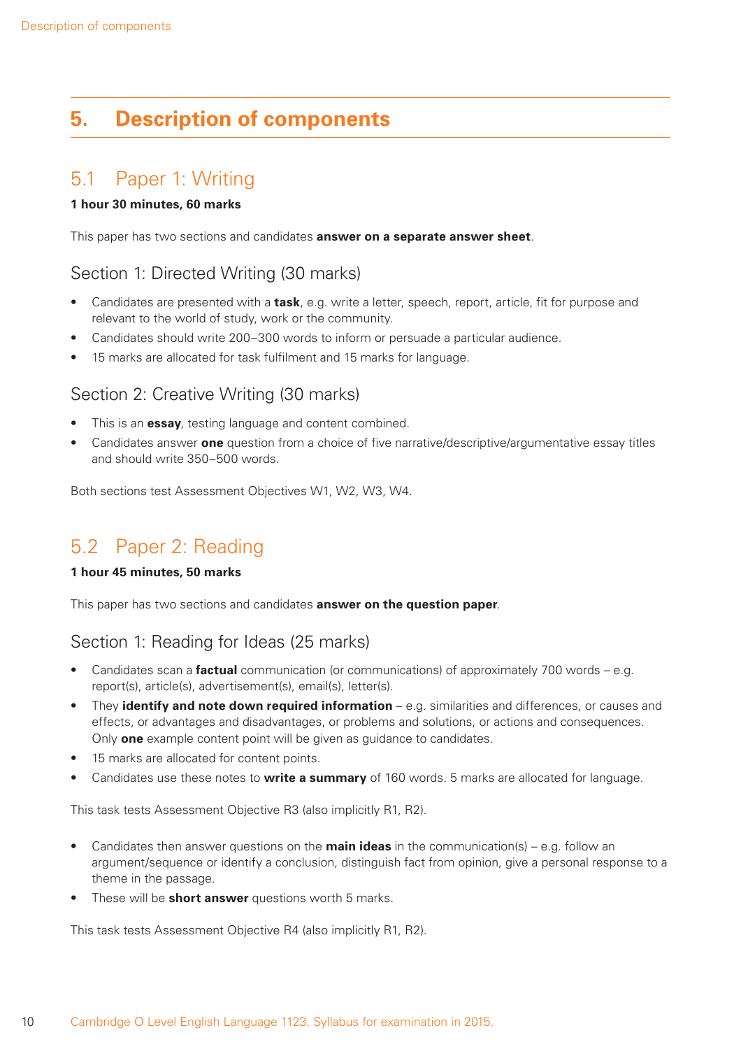## 5. Description of components

### 5.1 Paper 1: Writing

**1 hour 30 minutes, 60 marks**

This paper has two sections and candidates **answer on a separate answer sheet**.

#### Section 1: Directed Writing (30 marks)

- Candidates are presented with a **task**, e.g. write a letter, speech, report, article, fit for purpose and relevant to the world of study, work or the community.
- Candidates should write 200–300 words to inform or persuade a particular audience.
- 15 marks are allocated for task fulfilment and 15 marks for language.

#### Section 2: Creative Writing (30 marks)

- This is an **essay**, testing language and content combined.
- Candidates answer **one** question from a choice of five narrative/descriptive/argumentative essay titles and should write 350–500 words.

Both sections test Assessment Objectives W1, W2, W3, W4.

### 5.2 Paper 2: Reading

**1 hour 45 minutes, 50 marks**

This paper has two sections and candidates **answer on the question paper**.

#### Section 1: Reading for Ideas (25 marks)

- Candidates scan a **factual** communication (or communications) of approximately 700 words – e.g. report(s), article(s), advertisement(s), email(s), letter(s).
- They **identify and note down required information** – e.g. similarities and differences, or causes and effects, or advantages and disadvantages, or problems and solutions, or actions and consequences. Only **one** example content point will be given as guidance to candidates.
- 15 marks are allocated for content points.
- Candidates use these notes to **write a summary** of 160 words. 5 marks are allocated for language.

This task tests Assessment Objective R3 (also implicitly R1, R2).

- Candidates then answer questions on the **main ideas** in the communication(s) – e.g. follow an argument/sequence or identify a conclusion, distinguish fact from opinion, give a personal response to a theme in the passage.
- These will be **short answer** questions worth 5 marks.

This task tests Assessment Objective R4 (also implicitly R1, R2).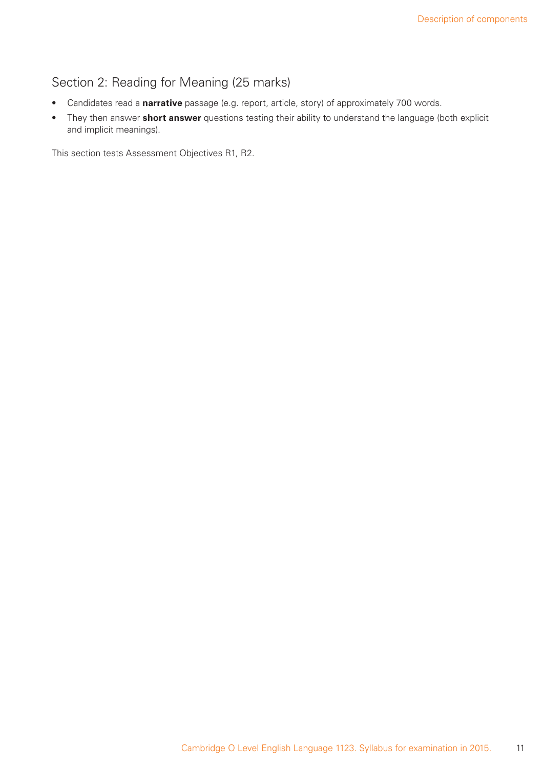## Section 2: Reading for Meaning (25 marks)

- Candidates read a **narrative** passage (e.g. report, article, story) of approximately 700 words.
- They then answer **short answer** questions testing their ability to understand the language (both explicit and implicit meanings).

This section tests Assessment Objectives R1, R2.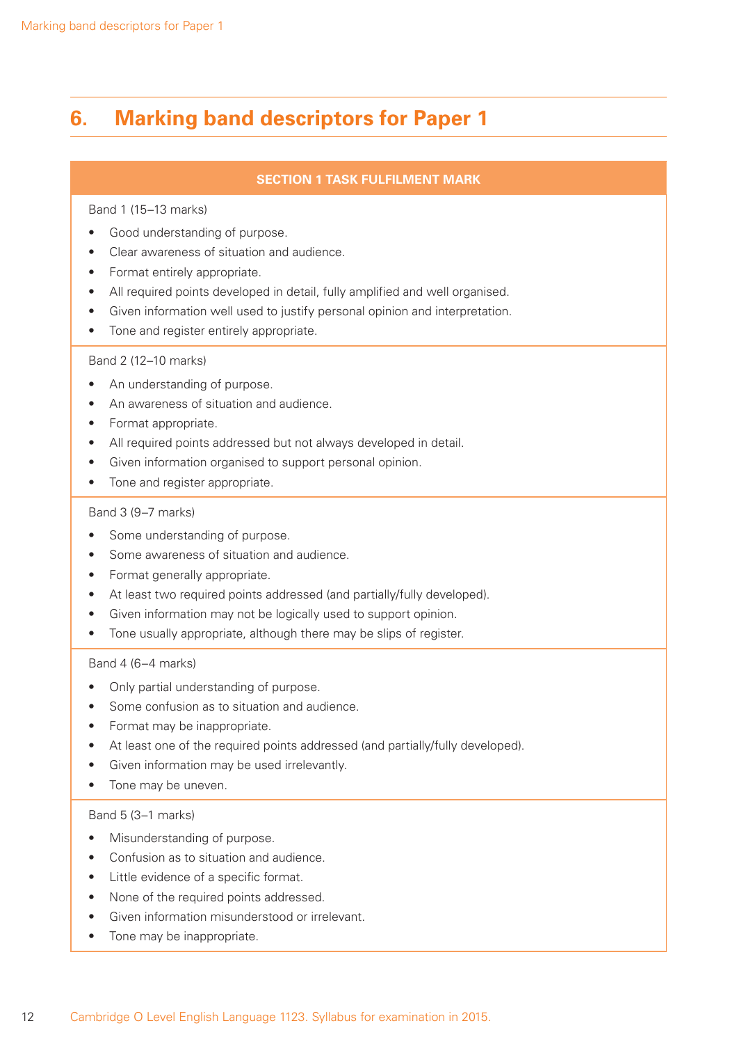# 6. Marking band descriptors for Paper 1

**SECTION 1 TASK FULFILMENT MARK**

Band 1 (15–13 marks)

- Good understanding of purpose.
- Clear awareness of situation and audience.
- Format entirely appropriate.
- All required points developed in detail, fully amplified and well organised.
- Given information well used to justify personal opinion and interpretation.
- Tone and register entirely appropriate.

Band 2 (12–10 marks)

- An understanding of purpose.
- An awareness of situation and audience.
- Format appropriate.
- All required points addressed but not always developed in detail.
- Given information organised to support personal opinion.
- Tone and register appropriate.

Band 3 (9–7 marks)

- Some understanding of purpose.
- Some awareness of situation and audience.
- Format generally appropriate.
- At least two required points addressed (and partially/fully developed).
- Given information may not be logically used to support opinion.
- Tone usually appropriate, although there may be slips of register.

Band 4 (6–4 marks)

- Only partial understanding of purpose.
- Some confusion as to situation and audience.
- Format may be inappropriate.
- At least one of the required points addressed (and partially/fully developed).
- Given information may be used irrelevantly.
- Tone may be uneven.

Band 5 (3–1 marks)

- Misunderstanding of purpose.
- Confusion as to situation and audience.
- Little evidence of a specific format.
- None of the required points addressed.
- Given information misunderstood or irrelevant.
- Tone may be inappropriate.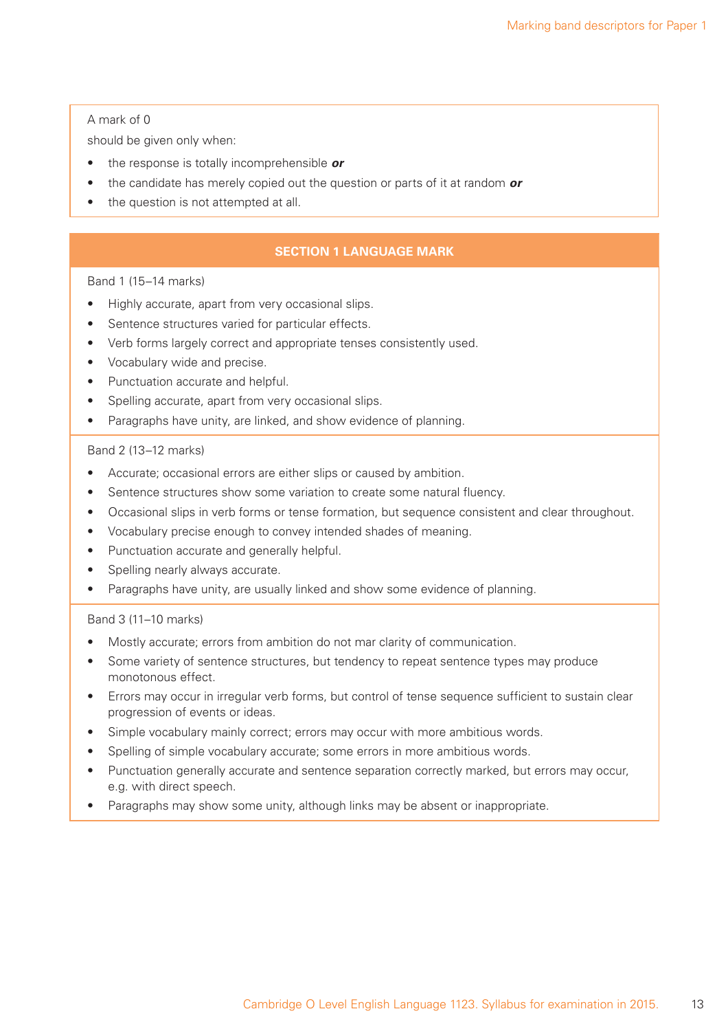A mark of 0

should be given only when:

- the response is totally incomprehensible ***or***
- the candidate has merely copied out the question or parts of it at random ***or***
- the question is not attempted at all.

## SECTION 1 LANGUAGE MARK

Band 1 (15–14 marks)

- Highly accurate, apart from very occasional slips.
- Sentence structures varied for particular effects.
- Verb forms largely correct and appropriate tenses consistently used.
- Vocabulary wide and precise.
- Punctuation accurate and helpful.
- Spelling accurate, apart from very occasional slips.
- Paragraphs have unity, are linked, and show evidence of planning.

Band 2 (13–12 marks)

- Accurate; occasional errors are either slips or caused by ambition.
- Sentence structures show some variation to create some natural fluency.
- Occasional slips in verb forms or tense formation, but sequence consistent and clear throughout.
- Vocabulary precise enough to convey intended shades of meaning.
- Punctuation accurate and generally helpful.
- Spelling nearly always accurate.
- Paragraphs have unity, are usually linked and show some evidence of planning.

Band 3 (11–10 marks)

- Mostly accurate; errors from ambition do not mar clarity of communication.
- Some variety of sentence structures, but tendency to repeat sentence types may produce monotonous effect.
- Errors may occur in irregular verb forms, but control of tense sequence sufficient to sustain clear progression of events or ideas.
- Simple vocabulary mainly correct; errors may occur with more ambitious words.
- Spelling of simple vocabulary accurate; some errors in more ambitious words.
- Punctuation generally accurate and sentence separation correctly marked, but errors may occur, e.g. with direct speech.
- Paragraphs may show some unity, although links may be absent or inappropriate.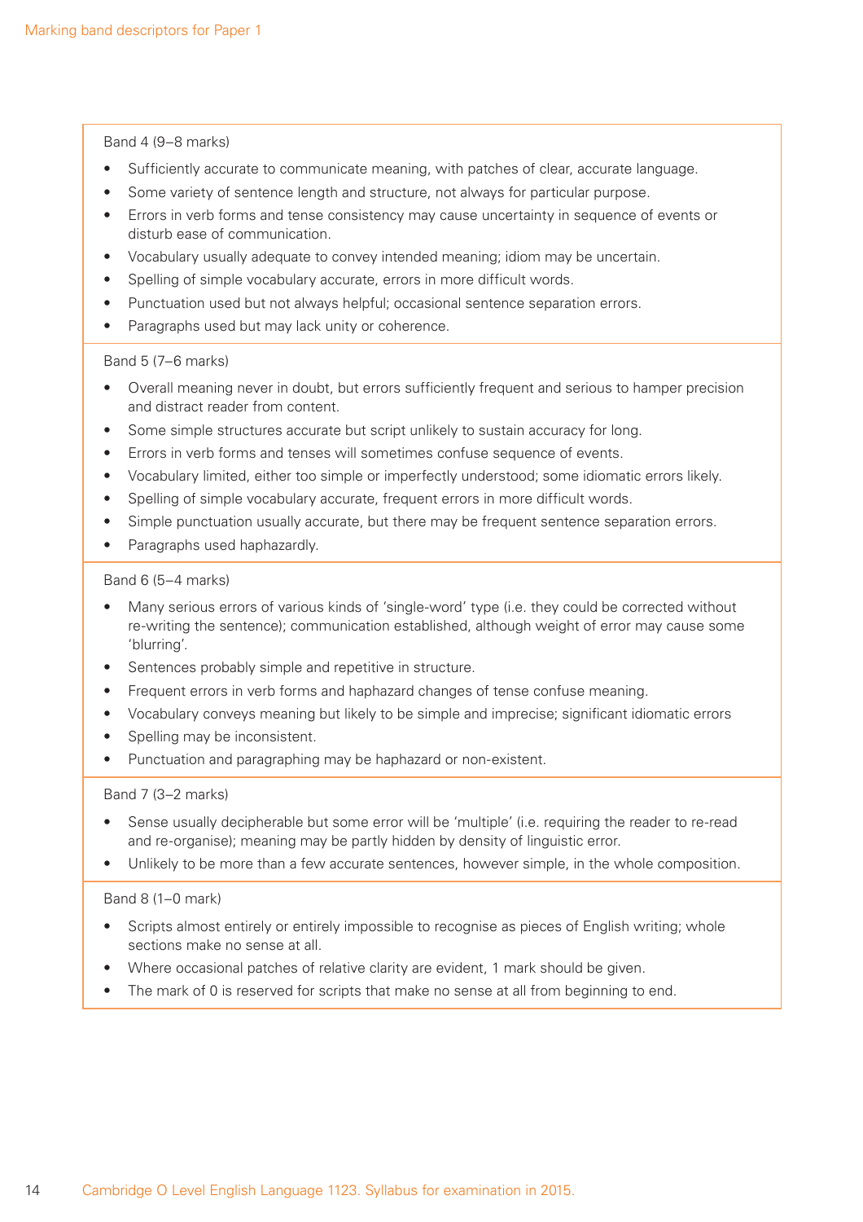Band 4 (9–8 marks)

- Sufficiently accurate to communicate meaning, with patches of clear, accurate language.
- Some variety of sentence length and structure, not always for particular purpose.
- Errors in verb forms and tense consistency may cause uncertainty in sequence of events or disturb ease of communication.
- Vocabulary usually adequate to convey intended meaning; idiom may be uncertain.
- Spelling of simple vocabulary accurate, errors in more difficult words.
- Punctuation used but not always helpful; occasional sentence separation errors.
- Paragraphs used but may lack unity or coherence.

Band 5 (7–6 marks)

- Overall meaning never in doubt, but errors sufficiently frequent and serious to hamper precision and distract reader from content.
- Some simple structures accurate but script unlikely to sustain accuracy for long.
- Errors in verb forms and tenses will sometimes confuse sequence of events.
- Vocabulary limited, either too simple or imperfectly understood; some idiomatic errors likely.
- Spelling of simple vocabulary accurate, frequent errors in more difficult words.
- Simple punctuation usually accurate, but there may be frequent sentence separation errors.
- Paragraphs used haphazardly.

Band 6 (5–4 marks)

- Many serious errors of various kinds of 'single-word' type (i.e. they could be corrected without re-writing the sentence); communication established, although weight of error may cause some 'blurring'.
- Sentences probably simple and repetitive in structure.
- Frequent errors in verb forms and haphazard changes of tense confuse meaning.
- Vocabulary conveys meaning but likely to be simple and imprecise; significant idiomatic errors
- Spelling may be inconsistent.
- Punctuation and paragraphing may be haphazard or non-existent.

Band 7 (3–2 marks)

- Sense usually decipherable but some error will be 'multiple' (i.e. requiring the reader to re-read and re-organise); meaning may be partly hidden by density of linguistic error.
- Unlikely to be more than a few accurate sentences, however simple, in the whole composition.

Band 8 (1–0 mark)

- Scripts almost entirely or entirely impossible to recognise as pieces of English writing; whole sections make no sense at all.
- Where occasional patches of relative clarity are evident, 1 mark should be given.
- The mark of 0 is reserved for scripts that make no sense at all from beginning to end.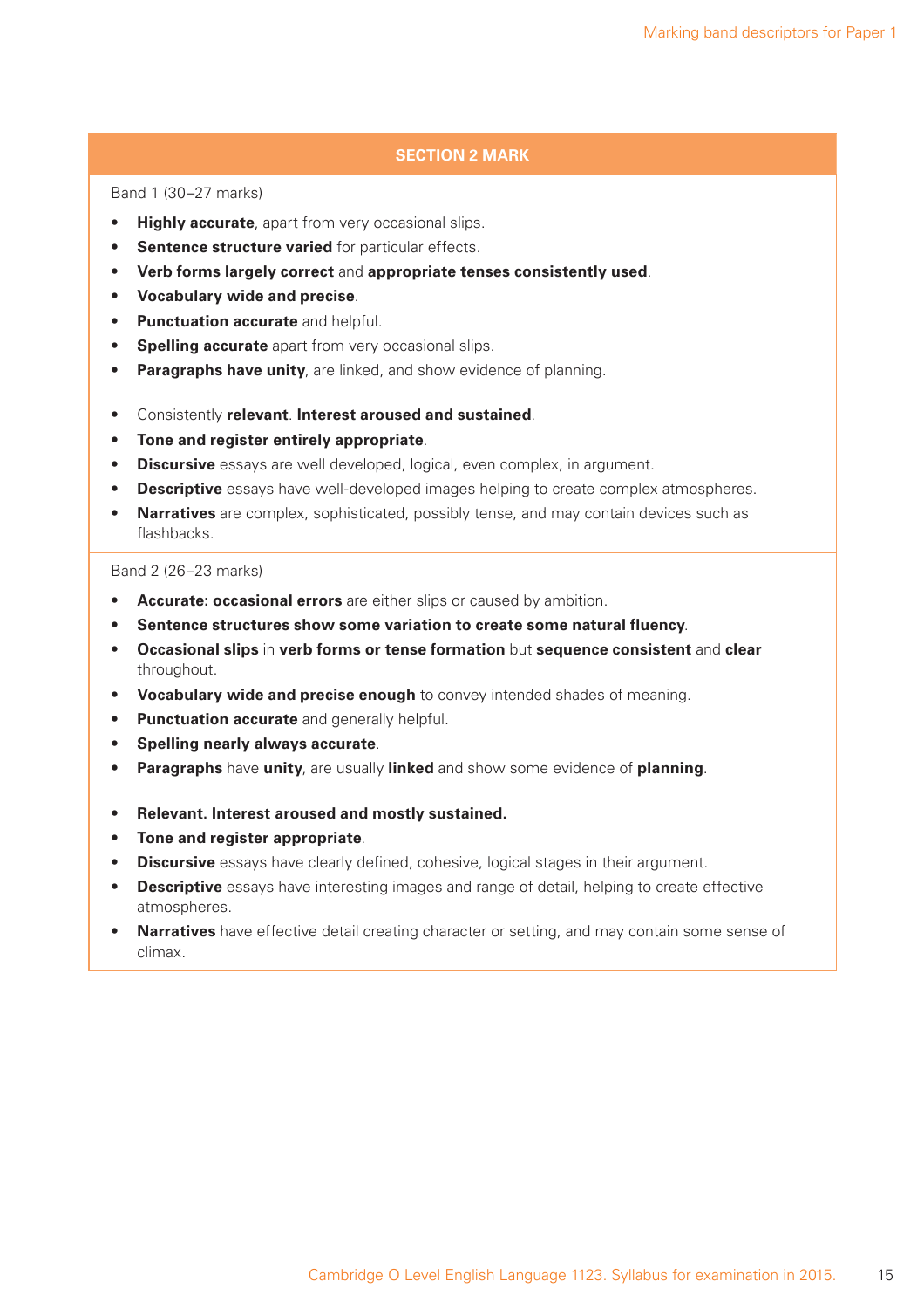## SECTION 2 MARK

Band 1 (30–27 marks)

- **Highly accurate**, apart from very occasional slips.
- **Sentence structure varied** for particular effects.
- **Verb forms largely correct** and **appropriate tenses consistently used**.
- **Vocabulary wide and precise**.
- **Punctuation accurate** and helpful.
- **Spelling accurate** apart from very occasional slips.
- **Paragraphs have unity**, are linked, and show evidence of planning.

- Consistently **relevant**. **Interest aroused and sustained**.
- **Tone and register entirely appropriate**.
- **Discursive** essays are well developed, logical, even complex, in argument.
- **Descriptive** essays have well-developed images helping to create complex atmospheres.
- **Narratives** are complex, sophisticated, possibly tense, and may contain devices such as flashbacks.

Band 2 (26–23 marks)

- **Accurate: occasional errors** are either slips or caused by ambition.
- **Sentence structures show some variation to create some natural fluency**.
- **Occasional slips** in **verb forms or tense formation** but **sequence consistent** and **clear** throughout.
- **Vocabulary wide and precise enough** to convey intended shades of meaning.
- **Punctuation accurate** and generally helpful.
- **Spelling nearly always accurate**.
- **Paragraphs** have **unity**, are usually **linked** and show some evidence of **planning**.

- **Relevant. Interest aroused and mostly sustained.**
- **Tone and register appropriate**.
- **Discursive** essays have clearly defined, cohesive, logical stages in their argument.
- **Descriptive** essays have interesting images and range of detail, helping to create effective atmospheres.
- **Narratives** have effective detail creating character or setting, and may contain some sense of climax.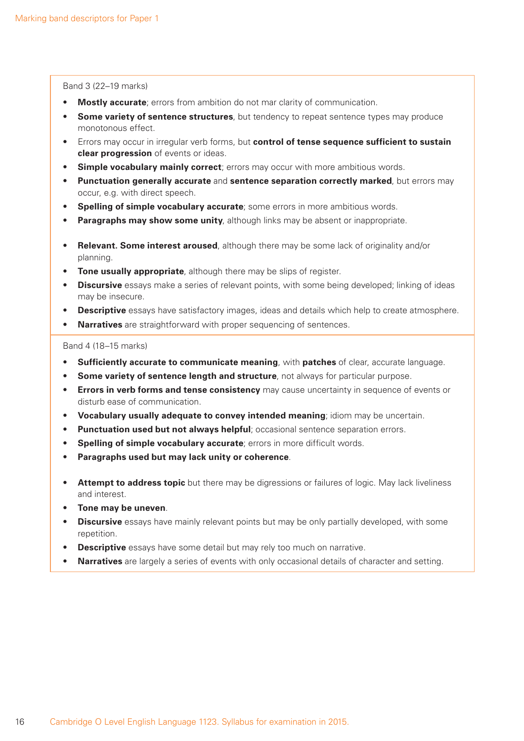Band 3 (22–19 marks)

- **Mostly accurate**; errors from ambition do not mar clarity of communication.
- **Some variety of sentence structures**, but tendency to repeat sentence types may produce monotonous effect.
- Errors may occur in irregular verb forms, but **control of tense sequence sufficient to sustain clear progression** of events or ideas.
- **Simple vocabulary mainly correct**; errors may occur with more ambitious words.
- **Punctuation generally accurate** and **sentence separation correctly marked**, but errors may occur, e.g. with direct speech.
- **Spelling of simple vocabulary accurate**; some errors in more ambitious words.
- **Paragraphs may show some unity**, although links may be absent or inappropriate.

- **Relevant. Some interest aroused**, although there may be some lack of originality and/or planning.
- **Tone usually appropriate**, although there may be slips of register.
- **Discursive** essays make a series of relevant points, with some being developed; linking of ideas may be insecure.
- **Descriptive** essays have satisfactory images, ideas and details which help to create atmosphere.
- **Narratives** are straightforward with proper sequencing of sentences.

Band 4 (18–15 marks)

- **Sufficiently accurate to communicate meaning**, with **patches** of clear, accurate language.
- **Some variety of sentence length and structure**, not always for particular purpose.
- **Errors in verb forms and tense consistency** may cause uncertainty in sequence of events or disturb ease of communication.
- **Vocabulary usually adequate to convey intended meaning**; idiom may be uncertain.
- **Punctuation used but not always helpful**; occasional sentence separation errors.
- **Spelling of simple vocabulary accurate**; errors in more difficult words.
- **Paragraphs used but may lack unity or coherence**.

- **Attempt to address topic** but there may be digressions or failures of logic. May lack liveliness and interest.
- **Tone may be uneven**.
- **Discursive** essays have mainly relevant points but may be only partially developed, with some repetition.
- **Descriptive** essays have some detail but may rely too much on narrative.
- **Narratives** are largely a series of events with only occasional details of character and setting.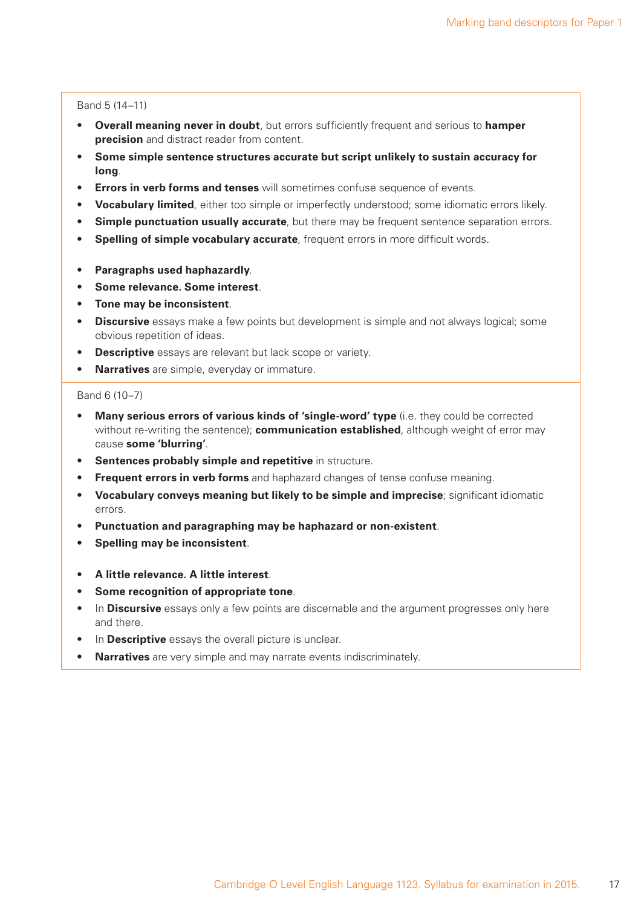Band 5 (14–11)

- **Overall meaning never in doubt**, but errors sufficiently frequent and serious to **hamper precision** and distract reader from content.
- **Some simple sentence structures accurate but script unlikely to sustain accuracy for long**.
- **Errors in verb forms and tenses** will sometimes confuse sequence of events.
- **Vocabulary limited**, either too simple or imperfectly understood; some idiomatic errors likely.
- **Simple punctuation usually accurate**, but there may be frequent sentence separation errors.
- **Spelling of simple vocabulary accurate**, frequent errors in more difficult words.

- **Paragraphs used haphazardly**.
- **Some relevance. Some interest**.
- **Tone may be inconsistent**.
- **Discursive** essays make a few points but development is simple and not always logical; some obvious repetition of ideas.
- **Descriptive** essays are relevant but lack scope or variety.
- **Narratives** are simple, everyday or immature.

Band 6 (10–7)

- **Many serious errors of various kinds of 'single-word' type** (i.e. they could be corrected without re-writing the sentence); **communication established**, although weight of error may cause **some 'blurring'**.
- **Sentences probably simple and repetitive** in structure.
- **Frequent errors in verb forms** and haphazard changes of tense confuse meaning.
- **Vocabulary conveys meaning but likely to be simple and imprecise**; significant idiomatic errors.
- **Punctuation and paragraphing may be haphazard or non-existent**.
- **Spelling may be inconsistent**.

- **A little relevance. A little interest**.
- **Some recognition of appropriate tone**.
- In **Discursive** essays only a few points are discernable and the argument progresses only here and there.
- In **Descriptive** essays the overall picture is unclear.
- **Narratives** are very simple and may narrate events indiscriminately.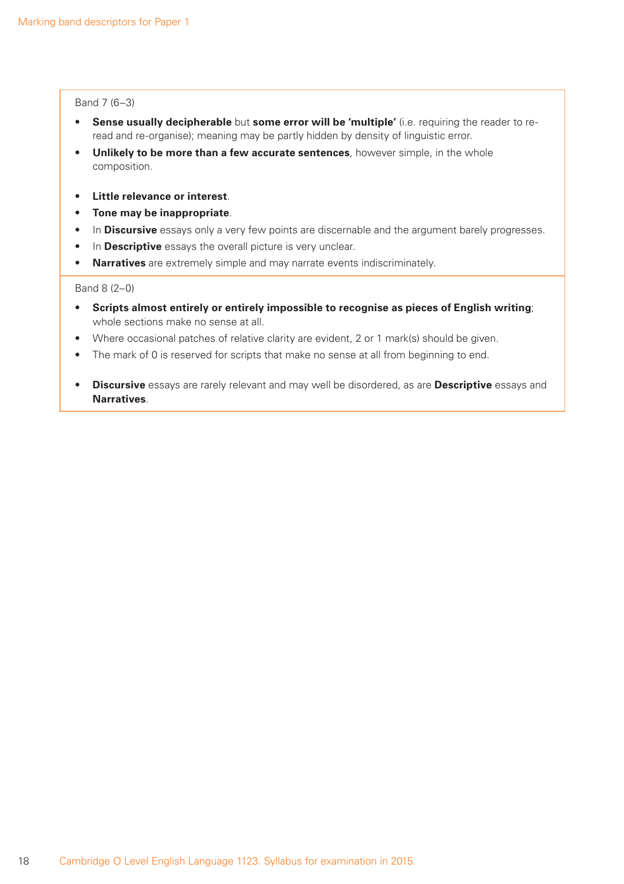Band 7 (6–3)

- **Sense usually decipherable** but **some error will be 'multiple'** (i.e. requiring the reader to re-read and re-organise); meaning may be partly hidden by density of linguistic error.
- **Unlikely to be more than a few accurate sentences**, however simple, in the whole composition.

- **Little relevance or interest**.
- **Tone may be inappropriate**.
- In **Discursive** essays only a very few points are discernable and the argument barely progresses.
- In **Descriptive** essays the overall picture is very unclear.
- **Narratives** are extremely simple and may narrate events indiscriminately.

Band 8 (2–0)

- **Scripts almost entirely or entirely impossible to recognise as pieces of English writing**; whole sections make no sense at all.
- Where occasional patches of relative clarity are evident, 2 or 1 mark(s) should be given.
- The mark of 0 is reserved for scripts that make no sense at all from beginning to end.

- **Discursive** essays are rarely relevant and may well be disordered, as are **Descriptive** essays and **Narratives**.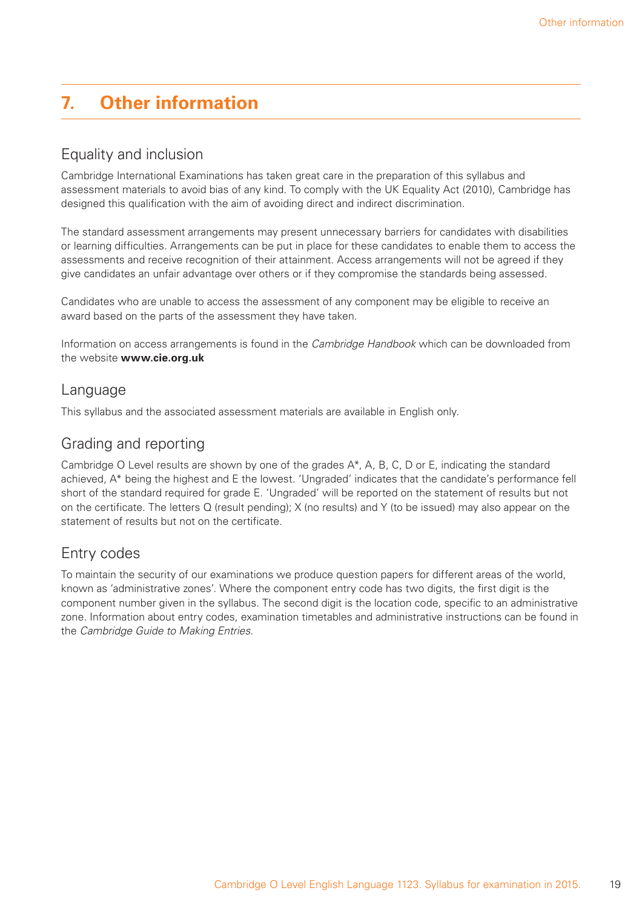## 7. Other information

### Equality and inclusion

Cambridge International Examinations has taken great care in the preparation of this syllabus and assessment materials to avoid bias of any kind. To comply with the UK Equality Act (2010), Cambridge has designed this qualification with the aim of avoiding direct and indirect discrimination.

The standard assessment arrangements may present unnecessary barriers for candidates with disabilities or learning difficulties. Arrangements can be put in place for these candidates to enable them to access the assessments and receive recognition of their attainment. Access arrangements will not be agreed if they give candidates an unfair advantage over others or if they compromise the standards being assessed.

Candidates who are unable to access the assessment of any component may be eligible to receive an award based on the parts of the assessment they have taken.

Information on access arrangements is found in the *Cambridge Handbook* which can be downloaded from the website **www.cie.org.uk**

### Language

This syllabus and the associated assessment materials are available in English only.

### Grading and reporting

Cambridge O Level results are shown by one of the grades A*, A, B, C, D or E, indicating the standard achieved, A* being the highest and E the lowest. 'Ungraded' indicates that the candidate's performance fell short of the standard required for grade E. 'Ungraded' will be reported on the statement of results but not on the certificate. The letters Q (result pending); X (no results) and Y (to be issued) may also appear on the statement of results but not on the certificate.

### Entry codes

To maintain the security of our examinations we produce question papers for different areas of the world, known as 'administrative zones'. Where the component entry code has two digits, the first digit is the component number given in the syllabus. The second digit is the location code, specific to an administrative zone. Information about entry codes, examination timetables and administrative instructions can be found in the *Cambridge Guide to Making Entries*.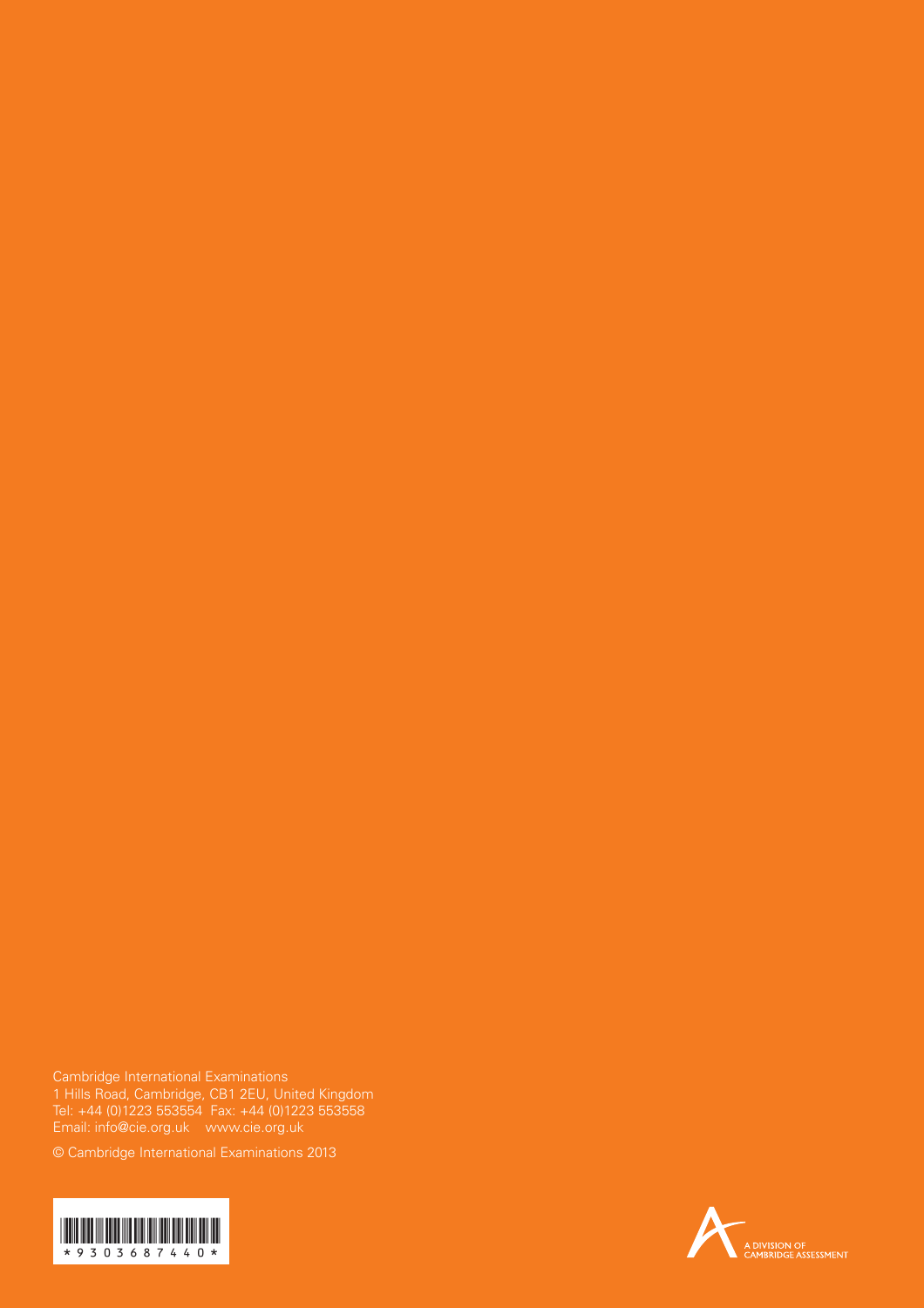Cambridge International Examinations
1 Hills Road, Cambridge, CB1 2EU, United Kingdom
Tel: +44 (0)1223 553554 Fax: +44 (0)1223 553558
Email: info@cie.org.uk www.cie.org.uk

© Cambridge International Examinations 2013

*9303687440*

A DIVISION OF
CAMBRIDGE ASSESSMENT